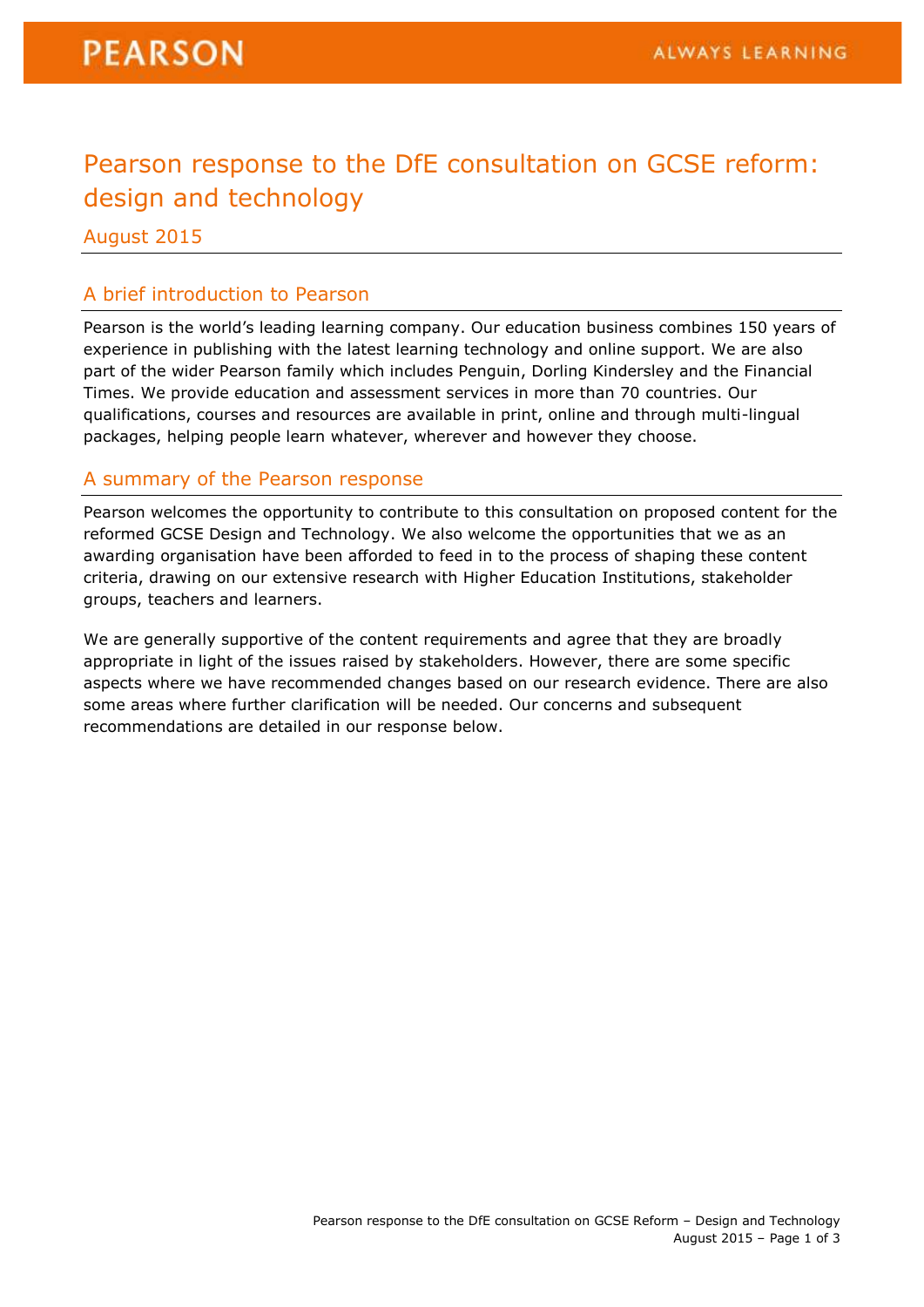# Pearson response to the DfE consultation on GCSE reform: design and technology

August 2015

## A brief introduction to Pearson

Pearson is the world's leading learning company. Our education business combines 150 years of experience in publishing with the latest learning technology and online support. We are also part of the wider Pearson family which includes Penguin, Dorling Kindersley and the Financial Times. We provide education and assessment services in more than 70 countries. Our qualifications, courses and resources are available in print, online and through multi-lingual packages, helping people learn whatever, wherever and however they choose.

## A summary of the Pearson response

Pearson welcomes the opportunity to contribute to this consultation on proposed content for the reformed GCSE Design and Technology. We also welcome the opportunities that we as an awarding organisation have been afforded to feed in to the process of shaping these content criteria, drawing on our extensive research with Higher Education Institutions, stakeholder groups, teachers and learners.

We are generally supportive of the content requirements and agree that they are broadly appropriate in light of the issues raised by stakeholders. However, there are some specific aspects where we have recommended changes based on our research evidence. There are also some areas where further clarification will be needed. Our concerns and subsequent recommendations are detailed in our response below.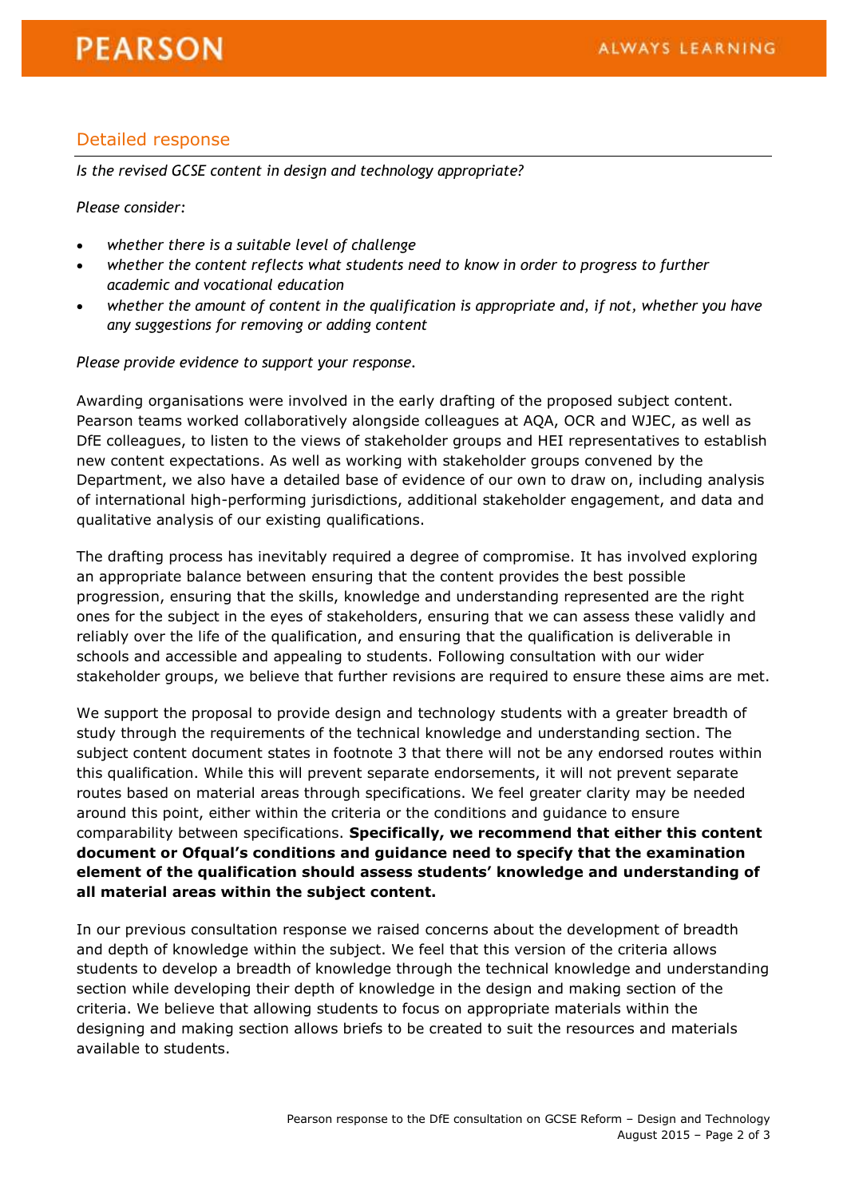## Detailed response

*Is the revised GCSE content in design and technology appropriate?*

*Please consider:*

- *whether there is a suitable level of challenge*
- *whether the content reflects what students need to know in order to progress to further academic and vocational education*
- *whether the amount of content in the qualification is appropriate and, if not, whether you have any suggestions for removing or adding content*

*Please provide evidence to support your response.*

Awarding organisations were involved in the early drafting of the proposed subject content. Pearson teams worked collaboratively alongside colleagues at AQA, OCR and WJEC, as well as DfE colleagues, to listen to the views of stakeholder groups and HEI representatives to establish new content expectations. As well as working with stakeholder groups convened by the Department, we also have a detailed base of evidence of our own to draw on, including analysis of international high-performing jurisdictions, additional stakeholder engagement, and data and qualitative analysis of our existing qualifications.

The drafting process has inevitably required a degree of compromise. It has involved exploring an appropriate balance between ensuring that the content provides the best possible progression, ensuring that the skills, knowledge and understanding represented are the right ones for the subject in the eyes of stakeholders, ensuring that we can assess these validly and reliably over the life of the qualification, and ensuring that the qualification is deliverable in schools and accessible and appealing to students. Following consultation with our wider stakeholder groups, we believe that further revisions are required to ensure these aims are met.

We support the proposal to provide design and technology students with a greater breadth of study through the requirements of the technical knowledge and understanding section. The subject content document states in footnote 3 that there will not be any endorsed routes within this qualification. While this will prevent separate endorsements, it will not prevent separate routes based on material areas through specifications. We feel greater clarity may be needed around this point, either within the criteria or the conditions and guidance to ensure comparability between specifications. **Specifically, we recommend that either this content document or Ofqual's conditions and guidance need to specify that the examination element of the qualification should assess students' knowledge and understanding of all material areas within the subject content.**

In our previous consultation response we raised concerns about the development of breadth and depth of knowledge within the subject. We feel that this version of the criteria allows students to develop a breadth of knowledge through the technical knowledge and understanding section while developing their depth of knowledge in the design and making section of the criteria. We believe that allowing students to focus on appropriate materials within the designing and making section allows briefs to be created to suit the resources and materials available to students.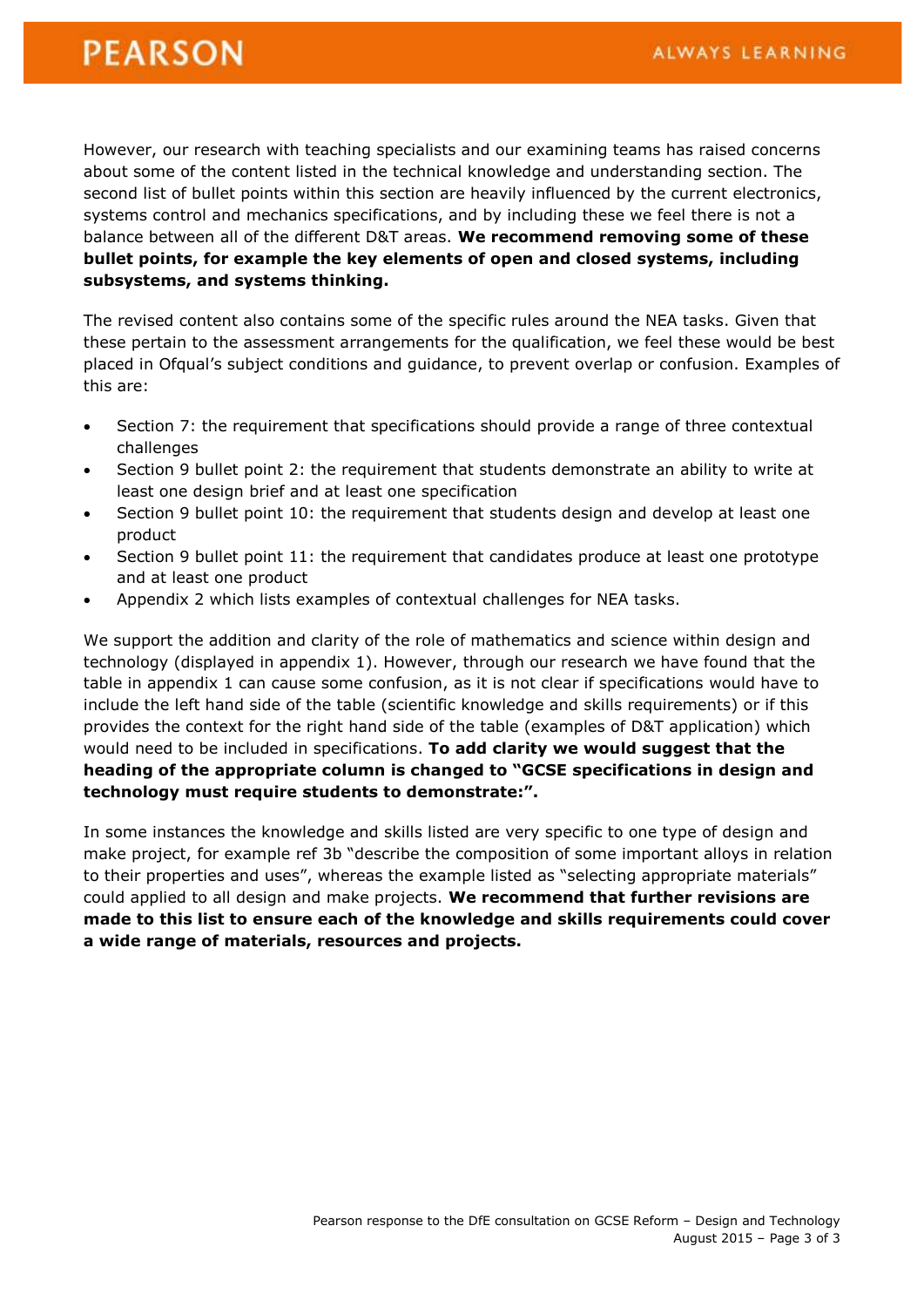However, our research with teaching specialists and our examining teams has raised concerns about some of the content listed in the technical knowledge and understanding section. The second list of bullet points within this section are heavily influenced by the current electronics, systems control and mechanics specifications, and by including these we feel there is not a balance between all of the different D&T areas. **We recommend removing some of these bullet points, for example the key elements of open and closed systems, including subsystems, and systems thinking.**

The revised content also contains some of the specific rules around the NEA tasks. Given that these pertain to the assessment arrangements for the qualification, we feel these would be best placed in Ofqual's subject conditions and guidance, to prevent overlap or confusion. Examples of this are:

- Section 7: the requirement that specifications should provide a range of three contextual challenges
- Section 9 bullet point 2: the requirement that students demonstrate an ability to write at least one design brief and at least one specification
- Section 9 bullet point 10: the requirement that students design and develop at least one product
- Section 9 bullet point 11: the requirement that candidates produce at least one prototype and at least one product
- Appendix 2 which lists examples of contextual challenges for NEA tasks.

We support the addition and clarity of the role of mathematics and science within design and technology (displayed in appendix 1). However, through our research we have found that the table in appendix 1 can cause some confusion, as it is not clear if specifications would have to include the left hand side of the table (scientific knowledge and skills requirements) or if this provides the context for the right hand side of the table (examples of D&T application) which would need to be included in specifications. **To add clarity we would suggest that the heading of the appropriate column is changed to "GCSE specifications in design and technology must require students to demonstrate:".**

In some instances the knowledge and skills listed are very specific to one type of design and make project, for example ref 3b "describe the composition of some important alloys in relation to their properties and uses", whereas the example listed as "selecting appropriate materials" could applied to all design and make projects. **We recommend that further revisions are made to this list to ensure each of the knowledge and skills requirements could cover a wide range of materials, resources and projects.**